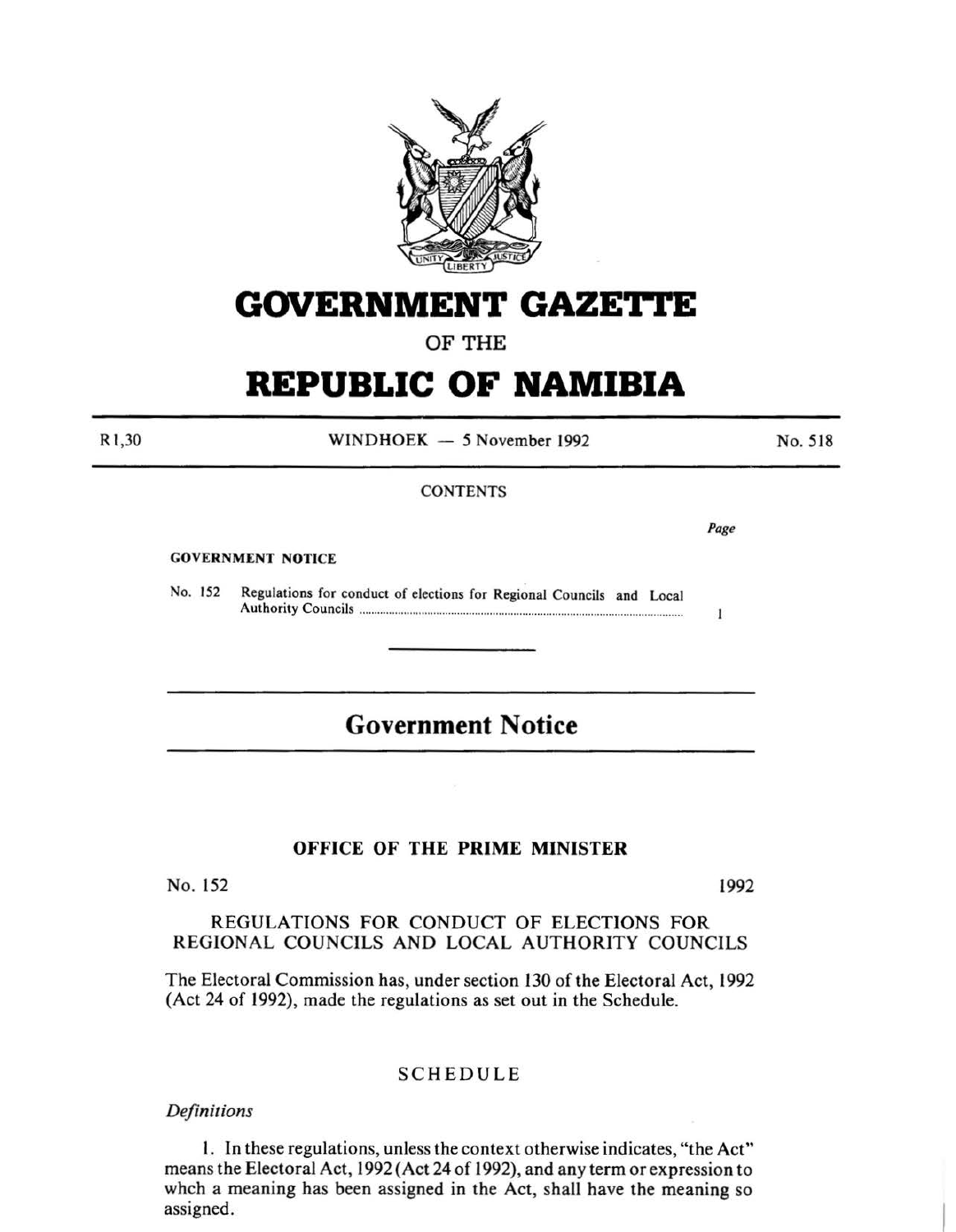# GOVERNMENT GAZETTE

OF THE

# REPUBLIC OF NAMIBIA

R1,30 | WINDHOEK — 5 November 1992 | No. 518

CONTENTS

*Page*

**GOVERNMENT NOTICE**

No. 152 Regulations for conduct of elections for Regional Councils and Local Authority Councils ..................................................... 1

## Government Notice

### OFFICE OF THE PRIME MINISTER

No. 152 1992

### REGULATIONS FOR CONDUCT OF ELECTIONS FOR REGIONAL COUNCILS AND LOCAL AUTHORITY COUNCILS

The Electoral Commission has, under section 130 of the Electoral Act, 1992 (Act 24 of 1992), made the regulations as set out in the Schedule.

### SCHEDULE

*Definitions*

1. In these regulations, unless the context otherwise indicates, "the Act" means the Electoral Act, 1992 (Act 24 of 1992), and any term or expression to whch a meaning has been assigned in the Act, shall have the meaning so assigned.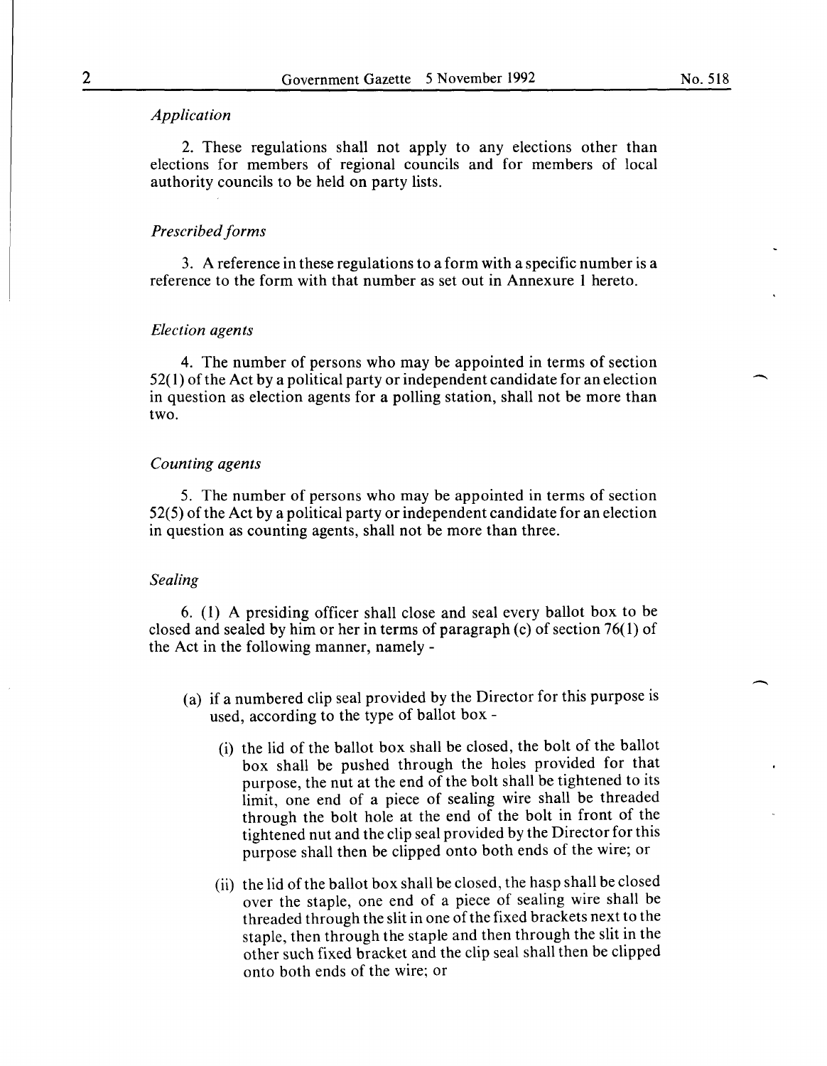*Application*

2. These regulations shall not apply to any elections other than elections for members of regional councils and for members of local authority councils to be held on party lists.

*Prescribed forms*

3. A reference in these regulations to a form with a specific number is a reference to the form with that number as set out in Annexure 1 hereto.

*Election agents*

4. The number of persons who may be appointed in terms of section 52(1) of the Act by a political party or independent candidate for an election in question as election agents for a polling station, shall not be more than two.

*Counting agents*

5. The number of persons who may be appointed in terms of section 52(5) of the Act by a political party or independent candidate for an election in question as counting agents, shall not be more than three.

*Sealing*

6. (1) A presiding officer shall close and seal every ballot box to be closed and sealed by him or her in terms of paragraph (c) of section 76(1) of the Act in the following manner, namely -

(a) if a numbered clip seal provided by the Director for this purpose is used, according to the type of ballot box -

(i) the lid of the ballot box shall be closed, the bolt of the ballot box shall be pushed through the holes provided for that purpose, the nut at the end of the bolt shall be tightened to its limit, one end of a piece of sealing wire shall be threaded through the bolt hole at the end of the bolt in front of the tightened nut and the clip seal provided by the Director for this purpose shall then be clipped onto both ends of the wire; or

(ii) the lid of the ballot box shall be closed, the hasp shall be closed over the staple, one end of a piece of sealing wire shall be threaded through the slit in one of the fixed brackets next to the staple, then through the staple and then through the slit in the other such fixed bracket and the clip seal shall then be clipped onto both ends of the wire; or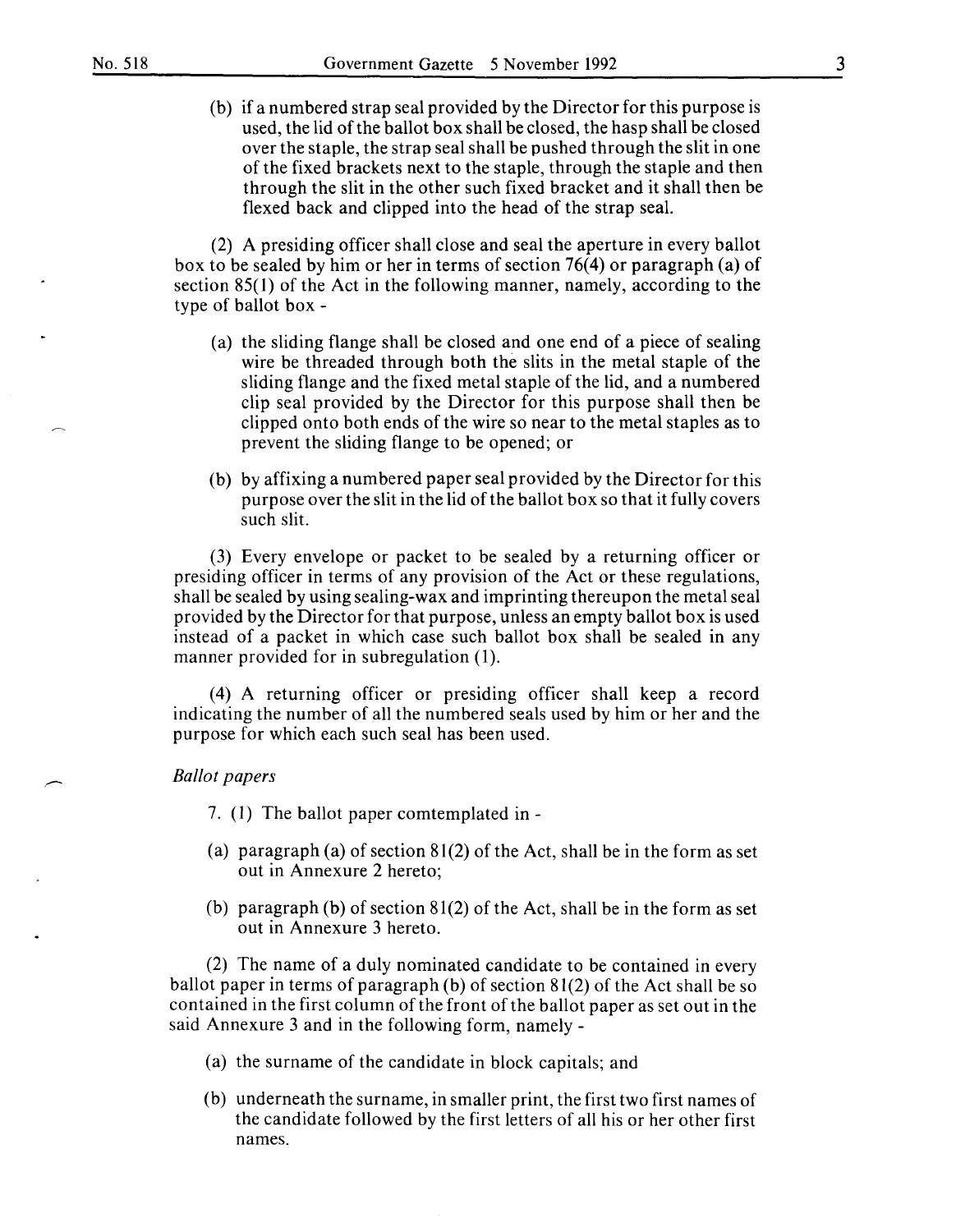(b) if a numbered strap seal provided by the Director for this purpose is used, the lid of the ballot box shall be closed, the hasp shall be closed over the staple, the strap seal shall be pushed through the slit in one of the fixed brackets next to the staple, through the staple and then through the slit in the other such fixed bracket and it shall then be flexed back and clipped into the head of the strap seal.

(2) A presiding officer shall close and seal the aperture in every ballot box to be sealed by him or her in terms of section 76(4) or paragraph (a) of section 85(1) of the Act in the following manner, namely, according to the type of ballot box -

(a) the sliding flange shall be closed and one end of a piece of sealing wire be threaded through both the slits in the metal staple of the sliding flange and the fixed metal staple of the lid, and a numbered clip seal provided by the Director for this purpose shall then be clipped onto both ends of the wire so near to the metal staples as to prevent the sliding flange to be opened; or

(b) by affixing a numbered paper seal provided by the Director for this purpose over the slit in the lid of the ballot box so that it fully covers such slit.

(3) Every envelope or packet to be sealed by a returning officer or presiding officer in terms of any provision of the Act or these regulations, shall be sealed by using sealing-wax and imprinting thereupon the metal seal provided by the Director for that purpose, unless an empty ballot box is used instead of a packet in which case such ballot box shall be sealed in any manner provided for in subregulation (1).

(4) A returning officer or presiding officer shall keep a record indicating the number of all the numbered seals used by him or her and the purpose for which each such seal has been used.

*Ballot papers*

7. (1) The ballot paper comtemplated in -

(a) paragraph (a) of section 81(2) of the Act, shall be in the form as set out in Annexure 2 hereto;

(b) paragraph (b) of section 81(2) of the Act, shall be in the form as set out in Annexure 3 hereto.

(2) The name of a duly nominated candidate to be contained in every ballot paper in terms of paragraph (b) of section 81(2) of the Act shall be so contained in the first column of the front of the ballot paper as set out in the said Annexure 3 and in the following form, namely -

(a) the surname of the candidate in block capitals; and

(b) underneath the surname, in smaller print, the first two first names of the candidate followed by the first letters of all his or her other first names.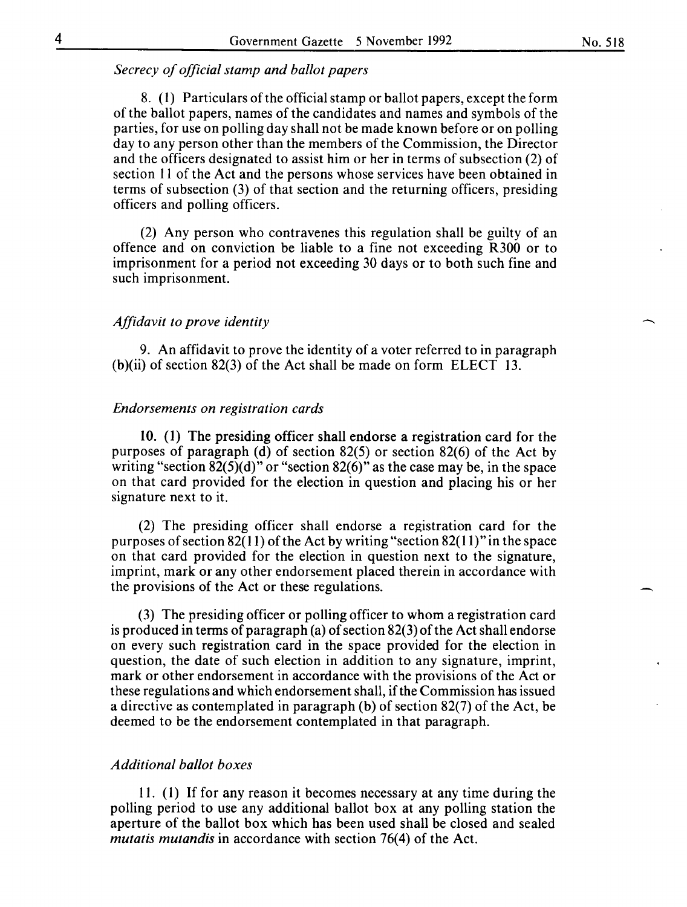*Secrecy of official stamp and ballot papers*

8. (1) Particulars of the official stamp or ballot papers, except the form of the ballot papers, names of the candidates and names and symbols of the parties, for use on polling day shall not be made known before or on polling day to any person other than the members of the Commission, the Director and the officers designated to assist him or her in terms of subsection (2) of section 11 of the Act and the persons whose services have been obtained in terms of subsection (3) of that section and the returning officers, presiding officers and polling officers.

(2) Any person who contravenes this regulation shall be guilty of an offence and on conviction be liable to a fine not exceeding R300 or to imprisonment for a period not exceeding 30 days or to both such fine and such imprisonment.

*Affidavit to prove identity*

9. An affidavit to prove the identity of a voter referred to in paragraph (b)(ii) of section 82(3) of the Act shall be made on form ELECT 13.

*Endorsements on registration cards*

10. (1) The presiding officer shall endorse a registration card for the purposes of paragraph (d) of section 82(5) or section 82(6) of the Act by writing "section 82(5)(d)" or "section 82(6)" as the case may be, in the space on that card provided for the election in question and placing his or her signature next to it.

(2) The presiding officer shall endorse a registration card for the purposes of section 82(11) of the Act by writing "section 82(11)" in the space on that card provided for the election in question next to the signature, imprint, mark or any other endorsement placed therein in accordance with the provisions of the Act or these regulations.

(3) The presiding officer or polling officer to whom a registration card is produced in terms of paragraph (a) of section 82(3) of the Act shall endorse on every such registration card in the space provided for the election in question, the date of such election in addition to any signature, imprint, mark or other endorsement in accordance with the provisions of the Act or these regulations and which endorsement shall, if the Commission has issued a directive as contemplated in paragraph (b) of section 82(7) of the Act, be deemed to be the endorsement contemplated in that paragraph.

*Additional ballot boxes*

11. (1) If for any reason it becomes necessary at any time during the polling period to use any additional ballot box at any polling station the aperture of the ballot box which has been used shall be closed and sealed *mutatis mutandis* in accordance with section 76(4) of the Act.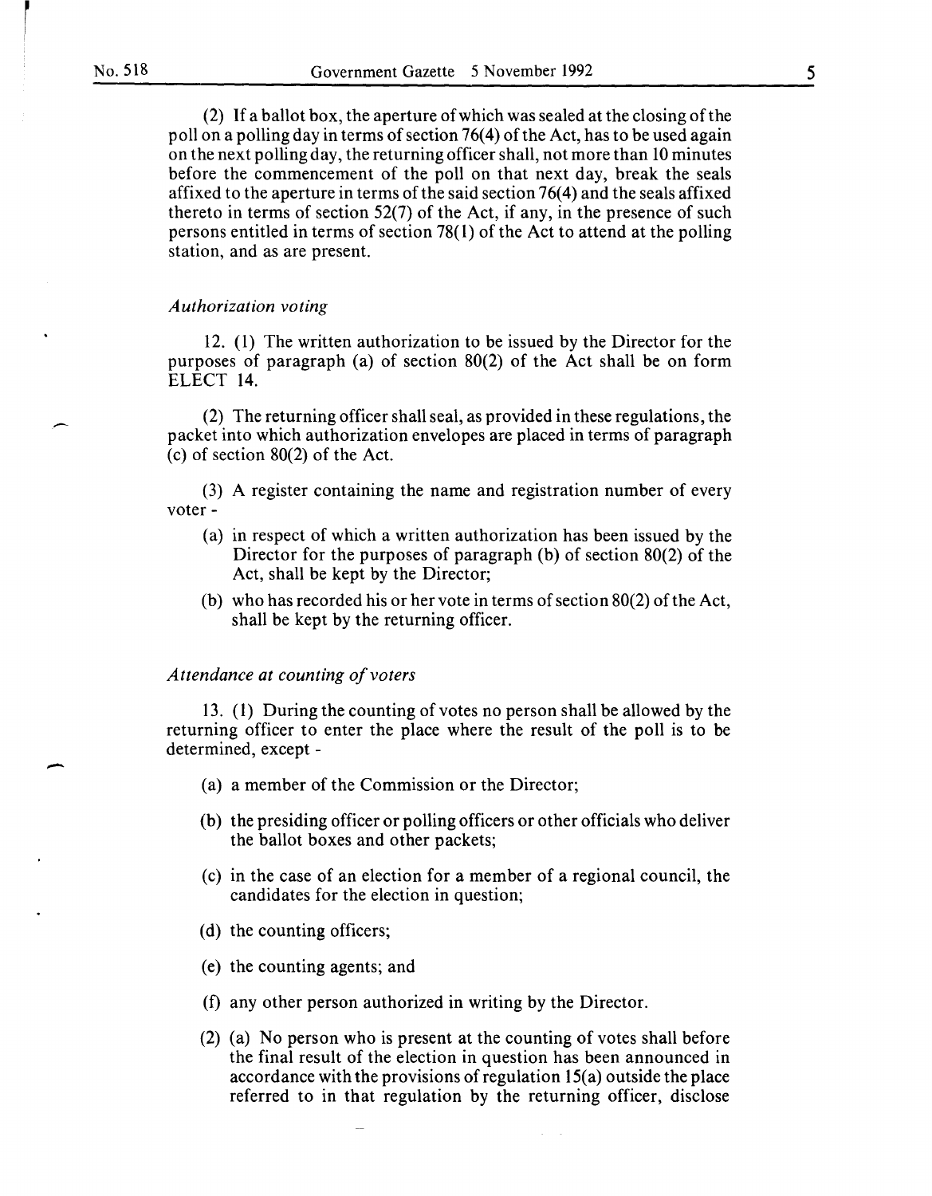(2) If a ballot box, the aperture of which was sealed at the closing of the poll on a polling day in terms of section 76(4) of the Act, has to be used again on the next polling day, the returning officer shall, not more than 10 minutes before the commencement of the poll on that next day, break the seals affixed to the aperture in terms of the said section 76(4) and the seals affixed thereto in terms of section 52(7) of the Act, if any, in the presence of such persons entitled in terms of section 78(1) of the Act to attend at the polling station, and as are present.

*Authorization voting*

12. (1) The written authorization to be issued by the Director for the purposes of paragraph (a) of section 80(2) of the Act shall be on form ELECT 14.

(2) The returning officer shall seal, as provided in these regulations, the packet into which authorization envelopes are placed in terms of paragraph (c) of section 80(2) of the Act.

(3) A register containing the name and registration number of every voter -

- (a) in respect of which a written authorization has been issued by the Director for the purposes of paragraph (b) of section 80(2) of the Act, shall be kept by the Director;
- (b) who has recorded his or her vote in terms of section 80(2) of the Act, shall be kept by the returning officer.

*Attendance at counting of voters*

13. (1) During the counting of votes no person shall be allowed by the returning officer to enter the place where the result of the poll is to be determined, except -

- (a) a member of the Commission or the Director;
- (b) the presiding officer or polling officers or other officials who deliver the ballot boxes and other packets;
- (c) in the case of an election for a member of a regional council, the candidates for the election in question;
- (d) the counting officers;
- (e) the counting agents; and
- (f) any other person authorized in writing by the Director.

(2) (a) No person who is present at the counting of votes shall before the final result of the election in question has been announced in accordance with the provisions of regulation 15(a) outside the place referred to in that regulation by the returning officer, disclose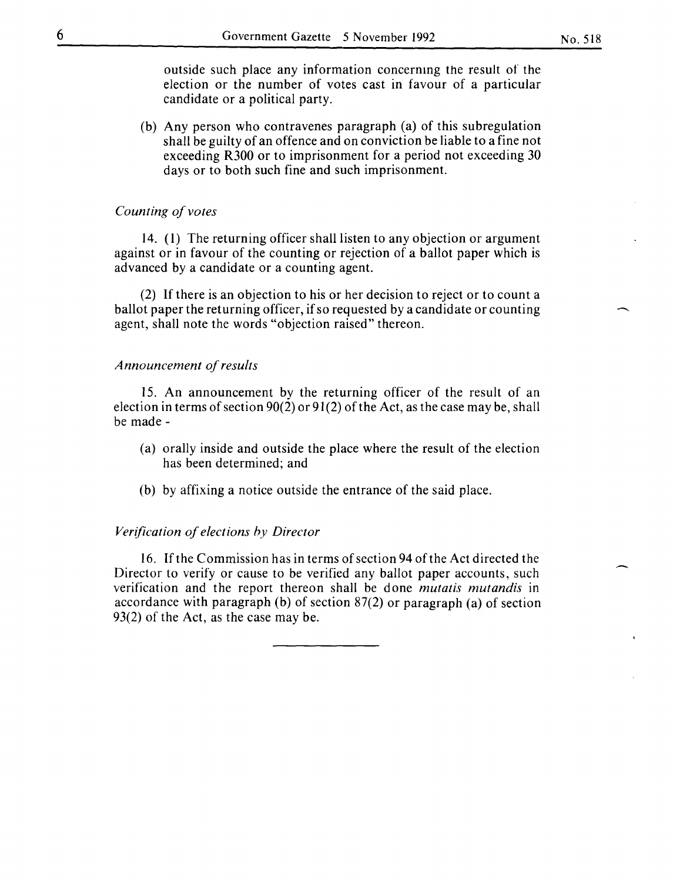outside such place any information concerning the result of the election or the number of votes cast in favour of a particular candidate or a political party.

(b) Any person who contravenes paragraph (a) of this subregulation shall be guilty of an offence and on conviction be liable to a fine not exceeding R300 or to imprisonment for a period not exceeding 30 days or to both such fine and such imprisonment.

*Counting of votes*

14. (1) The returning officer shall listen to any objection or argument against or in favour of the counting or rejection of a ballot paper which is advanced by a candidate or a counting agent.

(2) If there is an objection to his or her decision to reject or to count a ballot paper the returning officer, if so requested by a candidate or counting agent, shall note the words "objection raised" thereon.

*Announcement of results*

15. An announcement by the returning officer of the result of an election in terms of section 90(2) or 91(2) of the Act, as the case may be, shall be made -

(a) orally inside and outside the place where the result of the election has been determined; and

(b) by affixing a notice outside the entrance of the said place.

*Verification of elections by Director*

16. If the Commission has in terms of section 94 of the Act directed the Director to verify or cause to be verified any ballot paper accounts, such verification and the report thereon shall be done *mutatis mutandis* in accordance with paragraph (b) of section 87(2) or paragraph (a) of section 93(2) of the Act, as the case may be.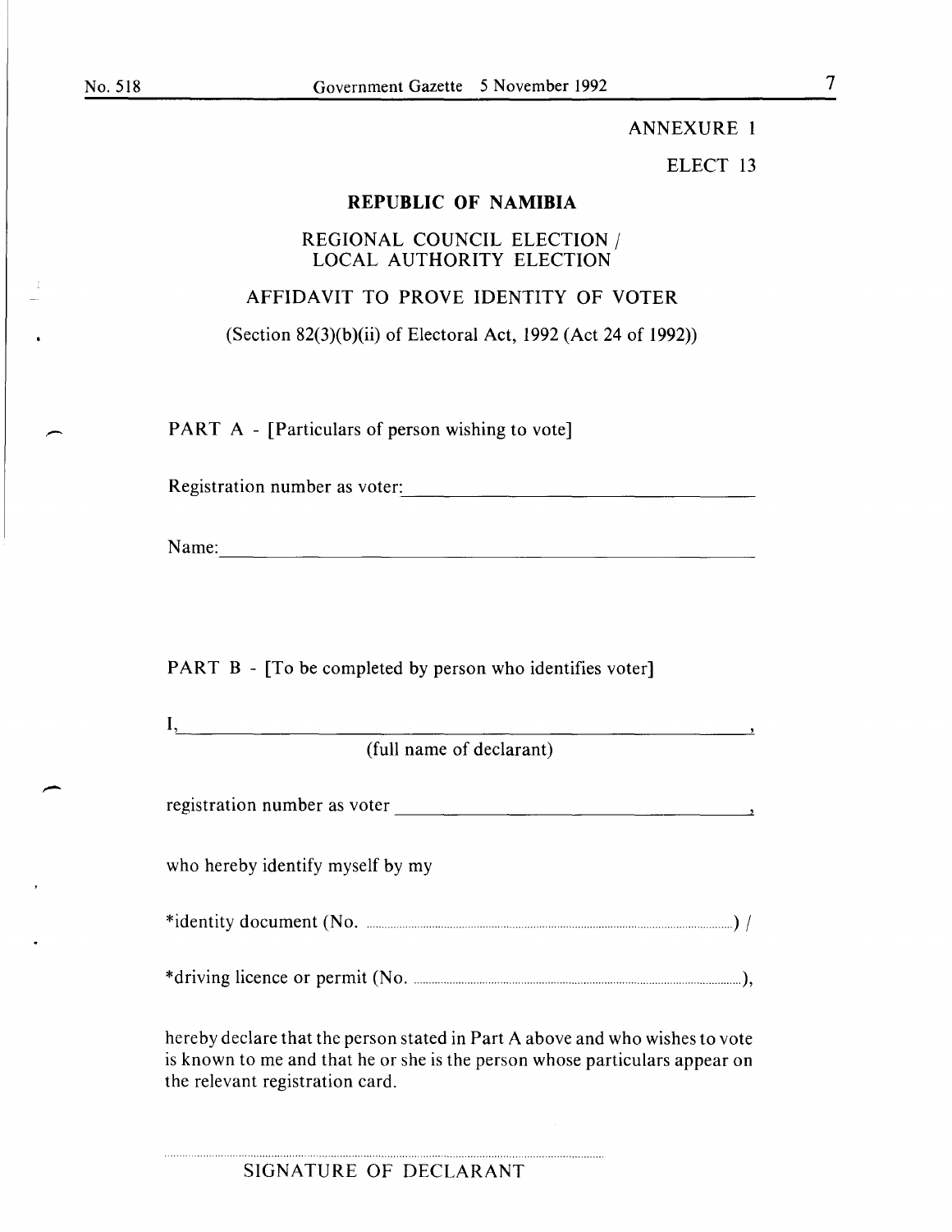ANNEXURE 1

ELECT 13

**REPUBLIC OF NAMIBIA**

REGIONAL COUNCIL ELECTION /
LOCAL AUTHORITY ELECTION

AFFIDAVIT TO PROVE IDENTITY OF VOTER

(Section 82(3)(b)(ii) of Electoral Act, 1992 (Act 24 of 1992))

PART A - [Particulars of person wishing to vote]

Registration number as voter: ___________________________________

Name: _________________________________________________

PART B - [To be completed by person who identifies voter]

I, _____________________________________________________,
(full name of declarant)

registration number as voter _______________________________,

who hereby identify myself by my

*identity document (No. ...........................................................) /

*driving licence or permit (No. ...................................................),

hereby declare that the person stated in Part A above and who wishes to vote is known to me and that he or she is the person whose particulars appear on the relevant registration card.

.......................................................................................
SIGNATURE OF DECLARANT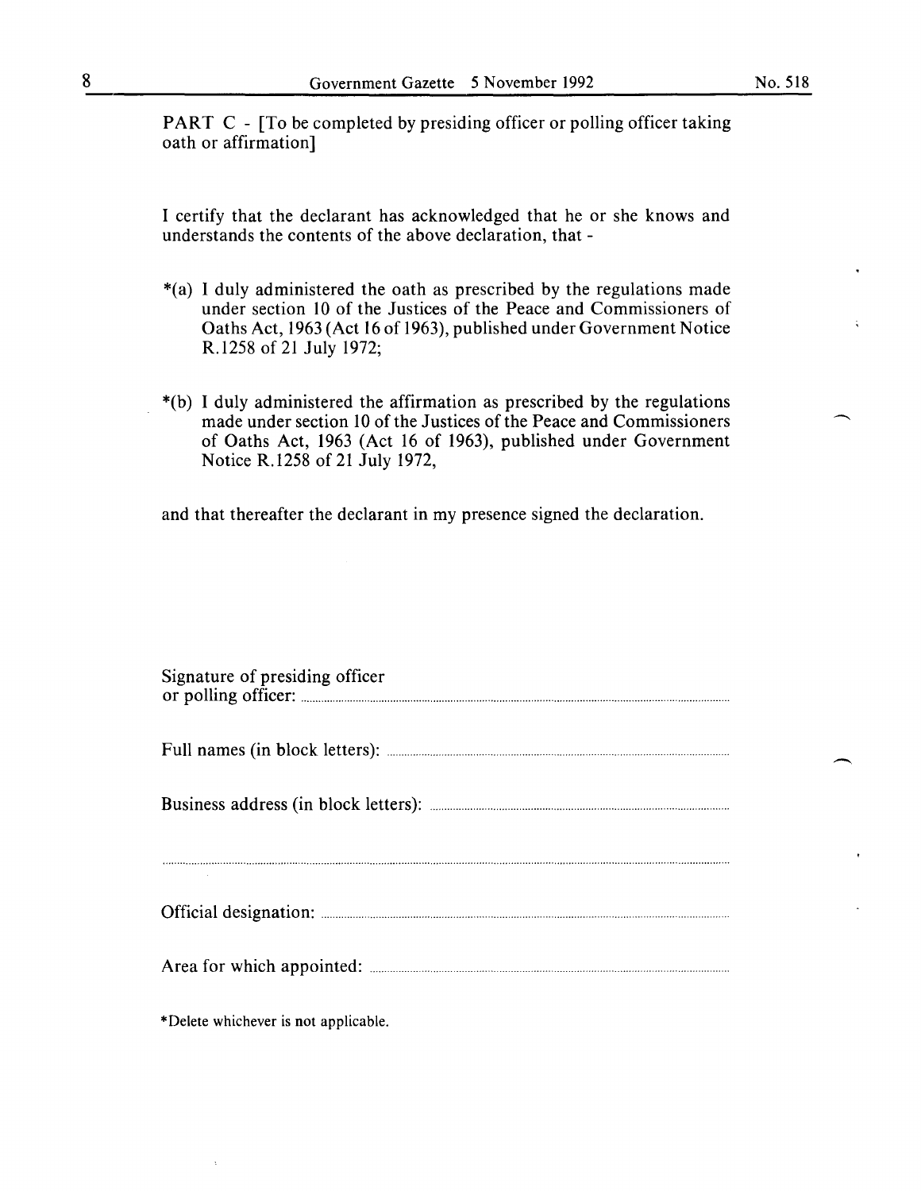PART C - [To be completed by presiding officer or polling officer taking oath or affirmation]

I certify that the declarant has acknowledged that he or she knows and understands the contents of the above declaration, that -

*(a) I duly administered the oath as prescribed by the regulations made under section 10 of the Justices of the Peace and Commissioners of Oaths Act, 1963 (Act 16 of 1963), published under Government Notice R.1258 of 21 July 1972;

*(b) I duly administered the affirmation as prescribed by the regulations made under section 10 of the Justices of the Peace and Commissioners of Oaths Act, 1963 (Act 16 of 1963), published under Government Notice R.1258 of 21 July 1972,

and that thereafter the declarant in my presence signed the declaration.

Signature of presiding officer or polling officer: ..............................................................................

Full names (in block letters): ..............................................................................

Business address (in block letters): ..............................................................................

..............................................................................

Official designation: ..............................................................................

Area for which appointed: ..............................................................................

*Delete whichever is not applicable.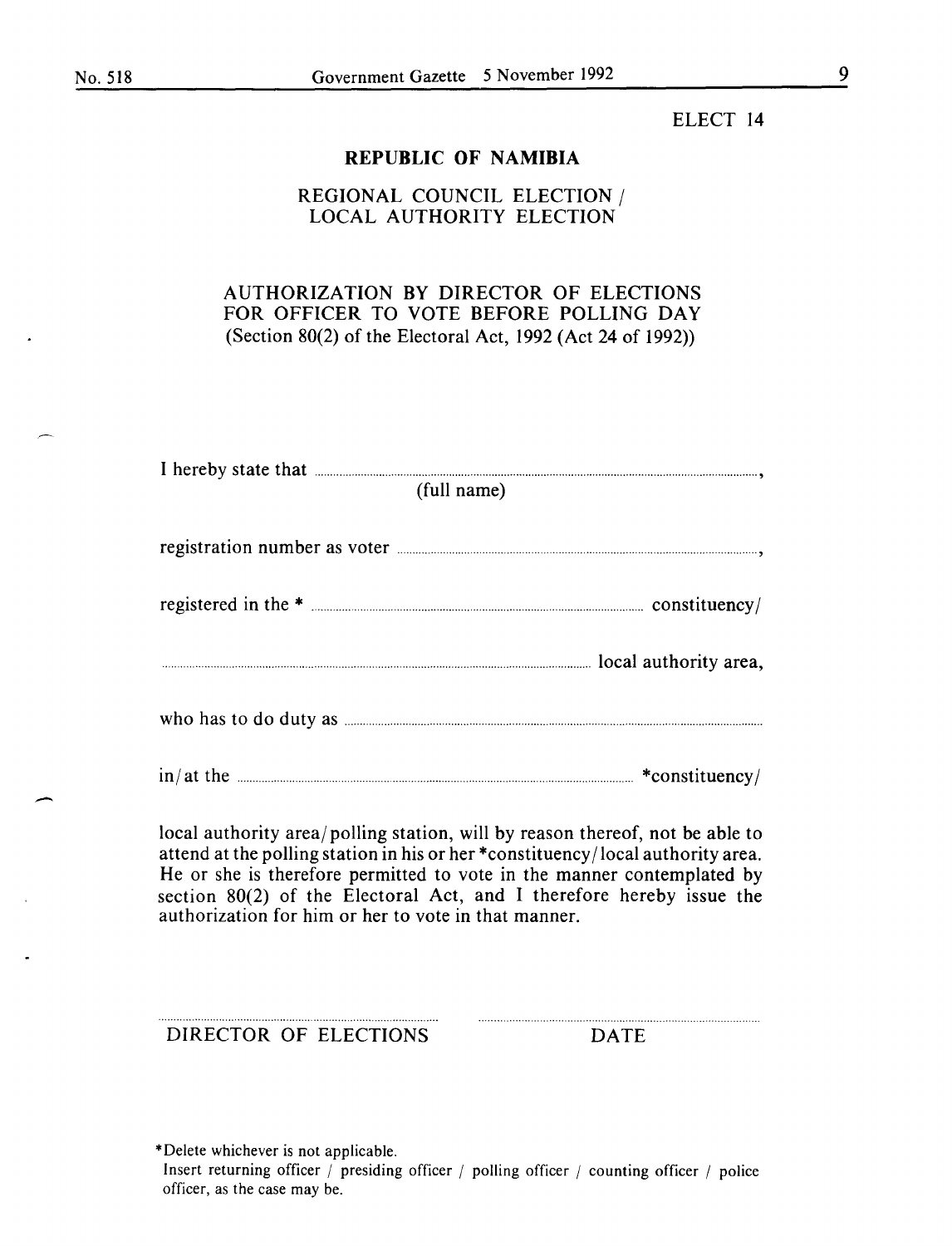ELECT 14

**REPUBLIC OF NAMIBIA**

REGIONAL COUNCIL ELECTION /
LOCAL AUTHORITY ELECTION

AUTHORIZATION BY DIRECTOR OF ELECTIONS
FOR OFFICER TO VOTE BEFORE POLLING DAY
(Section 80(2) of the Electoral Act, 1992 (Act 24 of 1992))

I hereby state that ..........................................................................................................................,
(full name)

registration number as voter ..........................................................................................................,

registered in the * ........................................................................................... constituency/

.......................................................................................................................... local authority area,

who has to do duty as ......................................................................................................................

in/at the ......................................................................................................... *constituency/

local authority area/polling station, will by reason thereof, not be able to attend at the polling station in his or her *constituency/local authority area. He or she is therefore permitted to vote in the manner contemplated by section 80(2) of the Electoral Act, and I therefore hereby issue the authorization for him or her to vote in that manner.

..................................................................... .....................................................................
DIRECTOR OF ELECTIONS DATE

*Delete whichever is not applicable.
Insert returning officer / presiding officer / polling officer / counting officer / police officer, as the case may be.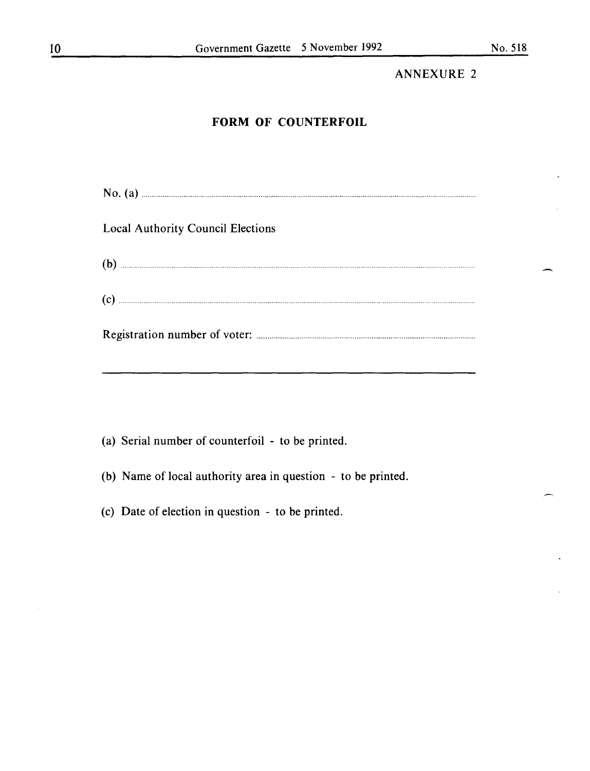ANNEXURE 2

## FORM OF COUNTERFOIL

No. (a) ..........................................................................................................................................................

Local Authority Council Elections

(b) ..........................................................................................................................................................

(c) ..........................................................................................................................................................

Registration number of voter: ..........................................................................................................

---

(a) Serial number of counterfoil - to be printed.

(b) Name of local authority area in question - to be printed.

(c) Date of election in question - to be printed.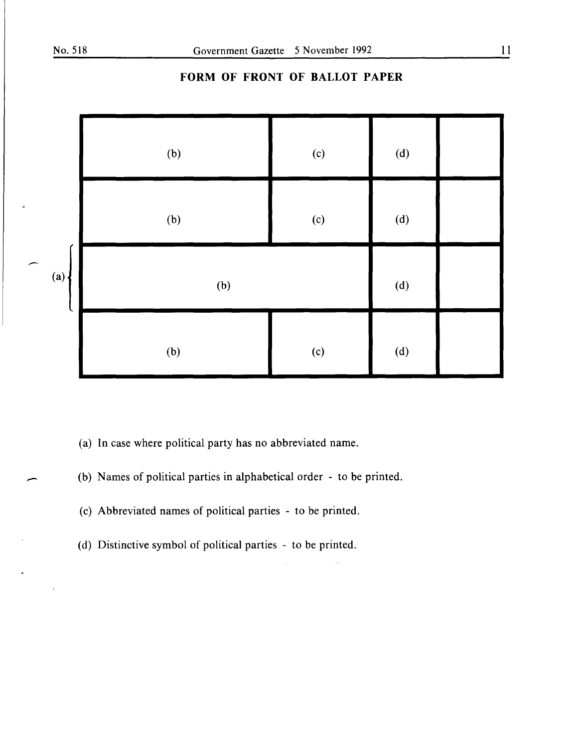## FORM OF FRONT OF BALLOT PAPER

| | | | | |
|---|---|---|---|---|
| | (b) | (c) | (d) | |
| | (b) | (c) | (d) | |
| (a) | (b) | | (d) | |
| | (b) | (c) | (d) | |

(a) In case where political party has no abbreviated name.

(b) Names of political parties in alphabetical order - to be printed.

(c) Abbreviated names of political parties - to be printed.

(d) Distinctive symbol of political parties - to be printed.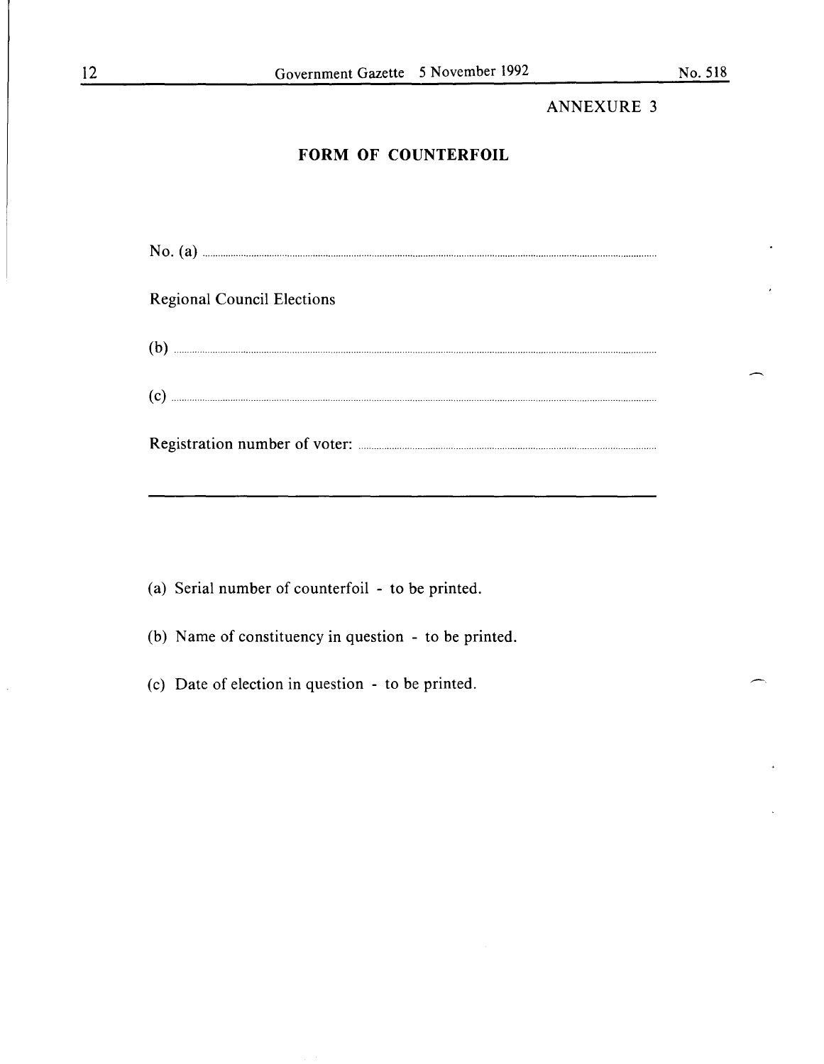ANNEXURE 3

## FORM OF COUNTERFOIL

No. (a) ..................................................................................................................

Regional Council Elections

(b) ..................................................................................................................

(c) ..................................................................................................................

Registration number of voter: ..................................................................

---

(a) Serial number of counterfoil - to be printed.

(b) Name of constituency in question - to be printed.

(c) Date of election in question - to be printed.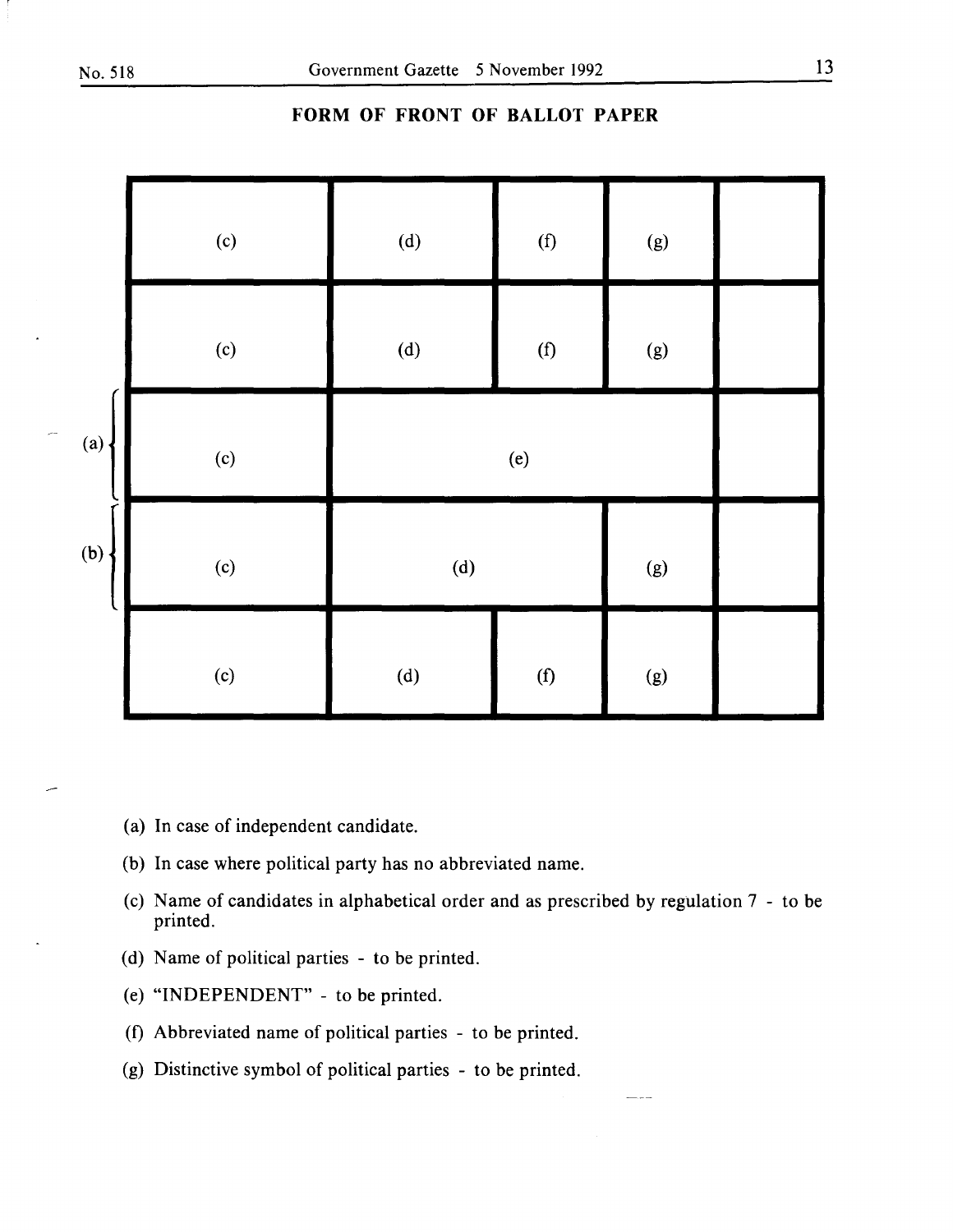## FORM OF FRONT OF BALLOT PAPER

| | | | | | |
|---|---|---|---|---|---|
| | (c) | (d) | (f) | (g) | |
| | (c) | (d) | (f) | (g) | |
| (a) | (c) | (e) | | | |
| (b) | (c) | (d) | | (g) | |
| | (c) | (d) | (f) | (g) | |

(a) In case of independent candidate.

(b) In case where political party has no abbreviated name.

(c) Name of candidates in alphabetical order and as prescribed by regulation 7 - to be printed.

(d) Name of political parties - to be printed.

(e) "INDEPENDENT" - to be printed.

(f) Abbreviated name of political parties - to be printed.

(g) Distinctive symbol of political parties - to be printed.